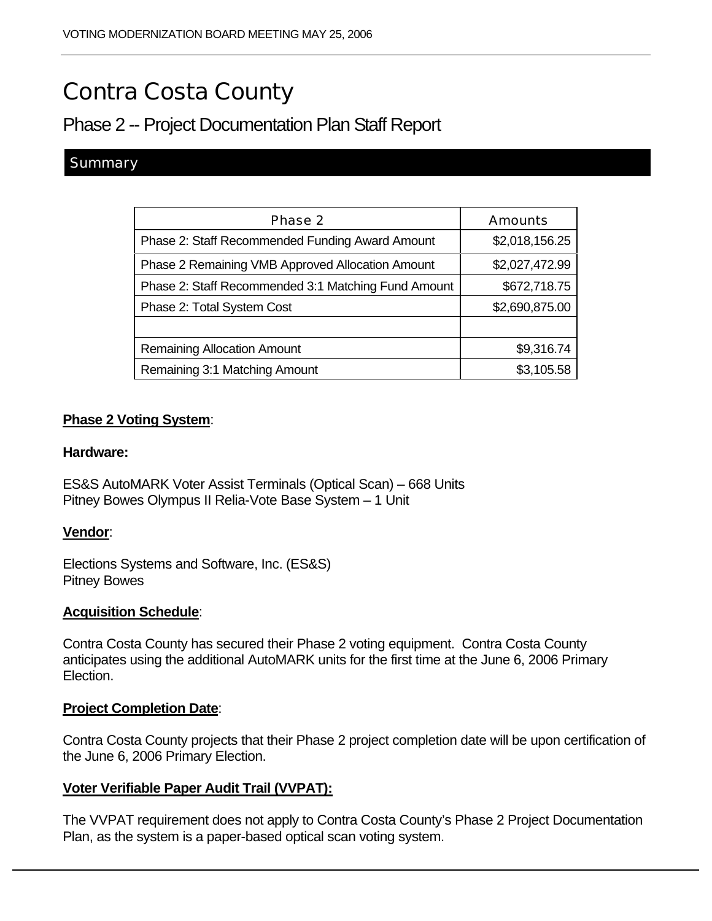# Contra Costa County

## Phase 2 -- Project Documentation Plan Staff Report

### Summary

| Phase 2 | Amounts |
|---|---|
| Phase 2: Staff Recommended Funding Award Amount | $2,018,156.25 |
| Phase 2 Remaining VMB Approved Allocation Amount | $2,027,472.99 |
| Phase 2: Staff Recommended 3:1 Matching Fund Amount | $672,718.75 |
| Phase 2: Total System Cost | $2,690,875.00 |
| | |
| Remaining Allocation Amount | $9,316.74 |
| Remaining 3:1 Matching Amount | $3,105.58 |

**Phase 2 Voting System**:

**Hardware:**

ES&S AutoMARK Voter Assist Terminals (Optical Scan) – 668 Units
Pitney Bowes Olympus II Relia-Vote Base System – 1 Unit

**Vendor**:

Elections Systems and Software, Inc. (ES&S)
Pitney Bowes

**Acquisition Schedule**:

Contra Costa County has secured their Phase 2 voting equipment. Contra Costa County anticipates using the additional AutoMARK units for the first time at the June 6, 2006 Primary Election.

**Project Completion Date**:

Contra Costa County projects that their Phase 2 project completion date will be upon certification of the June 6, 2006 Primary Election.

**Voter Verifiable Paper Audit Trail (VVPAT):**

The VVPAT requirement does not apply to Contra Costa County's Phase 2 Project Documentation Plan, as the system is a paper-based optical scan voting system.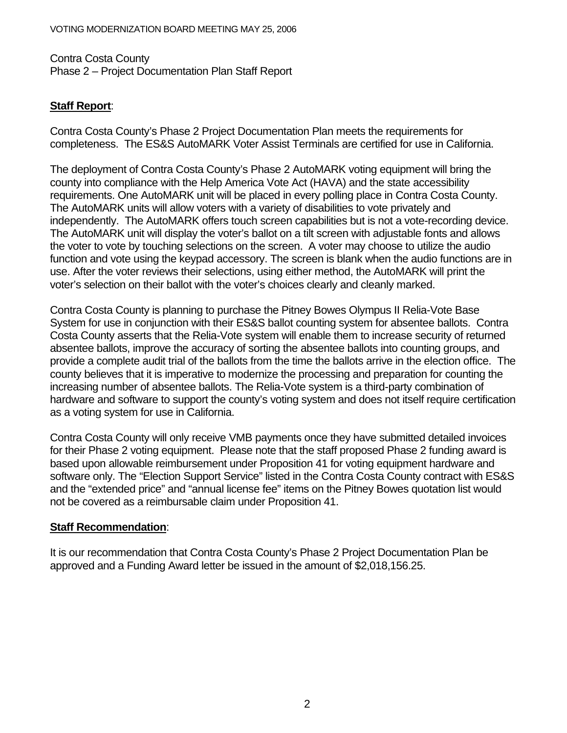Contra Costa County
Phase 2 – Project Documentation Plan Staff Report

**Staff Report**:

Contra Costa County's Phase 2 Project Documentation Plan meets the requirements for completeness. The ES&S AutoMARK Voter Assist Terminals are certified for use in California.

The deployment of Contra Costa County's Phase 2 AutoMARK voting equipment will bring the county into compliance with the Help America Vote Act (HAVA) and the state accessibility requirements. One AutoMARK unit will be placed in every polling place in Contra Costa County. The AutoMARK units will allow voters with a variety of disabilities to vote privately and independently. The AutoMARK offers touch screen capabilities but is not a vote-recording device. The AutoMARK unit will display the voter's ballot on a tilt screen with adjustable fonts and allows the voter to vote by touching selections on the screen. A voter may choose to utilize the audio function and vote using the keypad accessory. The screen is blank when the audio functions are in use. After the voter reviews their selections, using either method, the AutoMARK will print the voter's selection on their ballot with the voter's choices clearly and cleanly marked.

Contra Costa County is planning to purchase the Pitney Bowes Olympus II Relia-Vote Base System for use in conjunction with their ES&S ballot counting system for absentee ballots. Contra Costa County asserts that the Relia-Vote system will enable them to increase security of returned absentee ballots, improve the accuracy of sorting the absentee ballots into counting groups, and provide a complete audit trial of the ballots from the time the ballots arrive in the election office. The county believes that it is imperative to modernize the processing and preparation for counting the increasing number of absentee ballots. The Relia-Vote system is a third-party combination of hardware and software to support the county's voting system and does not itself require certification as a voting system for use in California.

Contra Costa County will only receive VMB payments once they have submitted detailed invoices for their Phase 2 voting equipment. Please note that the staff proposed Phase 2 funding award is based upon allowable reimbursement under Proposition 41 for voting equipment hardware and software only. The "Election Support Service" listed in the Contra Costa County contract with ES&S and the "extended price" and "annual license fee" items on the Pitney Bowes quotation list would not be covered as a reimbursable claim under Proposition 41.

**Staff Recommendation**:

It is our recommendation that Contra Costa County's Phase 2 Project Documentation Plan be approved and a Funding Award letter be issued in the amount of $2,018,156.25.